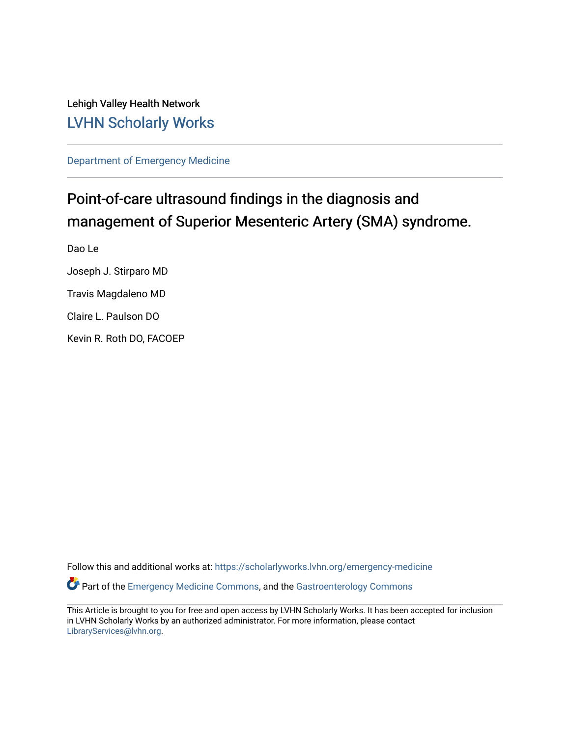Lehigh Valley Health Network

LVHN Scholarly Works

Department of Emergency Medicine

# Point-of-care ultrasound findings in the diagnosis and management of Superior Mesenteric Artery (SMA) syndrome.

Dao Le

Joseph J. Stirparo MD

Travis Magdaleno MD

Claire L. Paulson DO

Kevin R. Roth DO, FACOEP

Follow this and additional works at: https://scholarlyworks.lvhn.org/emergency-medicine

Part of the Emergency Medicine Commons, and the Gastroenterology Commons

This Article is brought to you for free and open access by LVHN Scholarly Works. It has been accepted for inclusion in LVHN Scholarly Works by an authorized administrator. For more information, please contact LibraryServices@lvhn.org.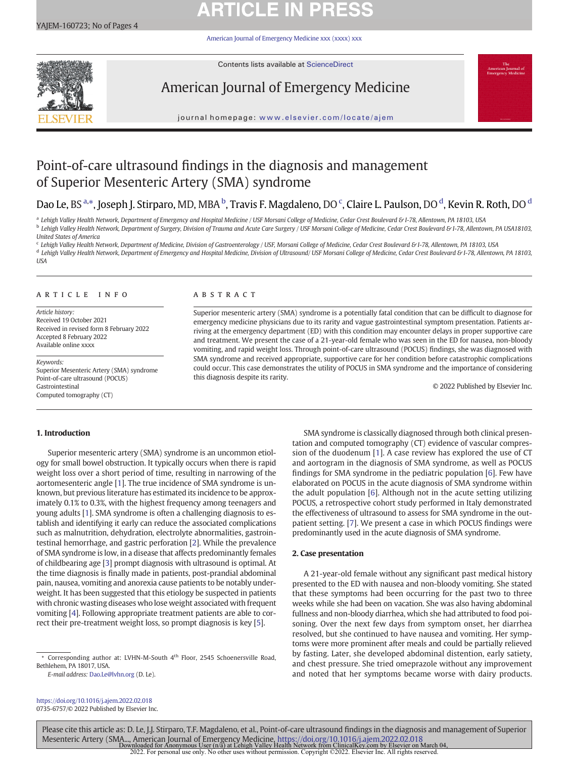# Point-of-care ultrasound findings in the diagnosis and management of Superior Mesenteric Artery (SMA) syndrome

Dao Le, BS [a,*], Joseph J. Stirparo, MD, MBA [b], Travis F. Magdaleno, DO [c], Claire L. Paulson, DO [d], Kevin R. Roth, DO [d]

[a] Lehigh Valley Health Network, Department of Emergency and Hospital Medicine / USF Morsani College of Medicine, Cedar Crest Boulevard & I-78, Allentown, PA 18103, USA

[b] Lehigh Valley Health Network, Department of Surgery, Division of Trauma and Acute Care Surgery / USF Morsani College of Medicine, Cedar Crest Boulevard & I-78, Allentown, PA USA18103, United States of America

[c] Lehigh Valley Health Network, Department of Medicine, Division of Gastroenterology / USF, Morsani College of Medicine, Cedar Crest Boulevard & I-78, Allentown, PA 18103, USA

[d] Lehigh Valley Health Network, Department of Emergency and Hospital Medicine, Division of Ultrasound/ USF Morsani College of Medicine, Cedar Crest Boulevard & I-78, Allentown, PA 18103, USA

## ARTICLE INFO

*Article history:*
Received 19 October 2021
Received in revised form 8 February 2022
Accepted 8 February 2022
Available online xxxx

*Keywords:*
Superior Mesenteric Artery (SMA) syndrome
Point-of-care ultrasound (POCUS)
Gastrointestinal
Computed tomography (CT)

## ABSTRACT

Superior mesenteric artery (SMA) syndrome is a potentially fatal condition that can be difficult to diagnose for emergency medicine physicians due to its rarity and vague gastrointestinal symptom presentation. Patients arriving at the emergency department (ED) with this condition may encounter delays in proper supportive care and treatment. We present the case of a 21-year-old female who was seen in the ED for nausea, non-bloody vomiting, and rapid weight loss. Through point-of-care ultrasound (POCUS) findings, she was diagnosed with SMA syndrome and received appropriate, supportive care for her condition before catastrophic complications could occur. This case demonstrates the utility of POCUS in SMA syndrome and the importance of considering this diagnosis despite its rarity.

© 2022 Published by Elsevier Inc.

## 1. Introduction

Superior mesenteric artery (SMA) syndrome is an uncommon etiology for small bowel obstruction. It typically occurs when there is rapid weight loss over a short period of time, resulting in narrowing of the aortomesenteric angle [1]. The true incidence of SMA syndrome is unknown, but previous literature has estimated its incidence to be approximately 0.1% to 0.3%, with the highest frequency among teenagers and young adults [1]. SMA syndrome is often a challenging diagnosis to establish and identifying it early can reduce the associated complications such as malnutrition, dehydration, electrolyte abnormalities, gastrointestinal hemorrhage, and gastric perforation [2]. While the prevalence of SMA syndrome is low, in a disease that affects predominantly females of childbearing age [3] prompt diagnosis with ultrasound is optimal. At the time diagnosis is finally made in patients, post-prandial abdominal pain, nausea, vomiting and anorexia cause patients to be notably underweight. It has been suggested that this etiology be suspected in patients with chronic wasting diseases who lose weight associated with frequent vomiting [4]. Following appropriate treatment patients are able to correct their pre-treatment weight loss, so prompt diagnosis is key [5].

SMA syndrome is classically diagnosed through both clinical presentation and computed tomography (CT) evidence of vascular compression of the duodenum [1]. A case review has explored the use of CT and aortogram in the diagnosis of SMA syndrome, as well as POCUS findings for SMA syndrome in the pediatric population [6]. Few have elaborated on POCUS in the acute diagnosis of SMA syndrome within the adult population [6]. Although not in the acute setting utilizing POCUS, a retrospective cohort study performed in Italy demonstrated the effectiveness of ultrasound to assess for SMA syndrome in the outpatient setting. [7]. We present a case in which POCUS findings were predominantly used in the acute diagnosis of SMA syndrome.

## 2. Case presentation

A 21-year-old female without any significant past medical history presented to the ED with nausea and non-bloody vomiting. She stated that these symptoms had been occurring for the past two to three weeks while she had been on vacation. She was also having abdominal fullness and non-bloody diarrhea, which she had attributed to food poisoning. Over the next few days from symptom onset, her diarrhea resolved, but she continued to have nausea and vomiting. Her symptoms were more prominent after meals and could be partially relieved by fasting. Later, she developed abdominal distention, early satiety, and chest pressure. She tried omeprazole without any improvement and noted that her symptoms became worse with dairy products.

* Corresponding author at: LVHN-M-South 4th Floor, 2545 Schoenersville Road, Bethlehem, PA 18017, USA.
*E-mail address:* Dao.Le@lvhn.org (D. Le).

https://doi.org/10.1016/j.ajem.2022.02.018
0735-6757/© 2022 Published by Elsevier Inc.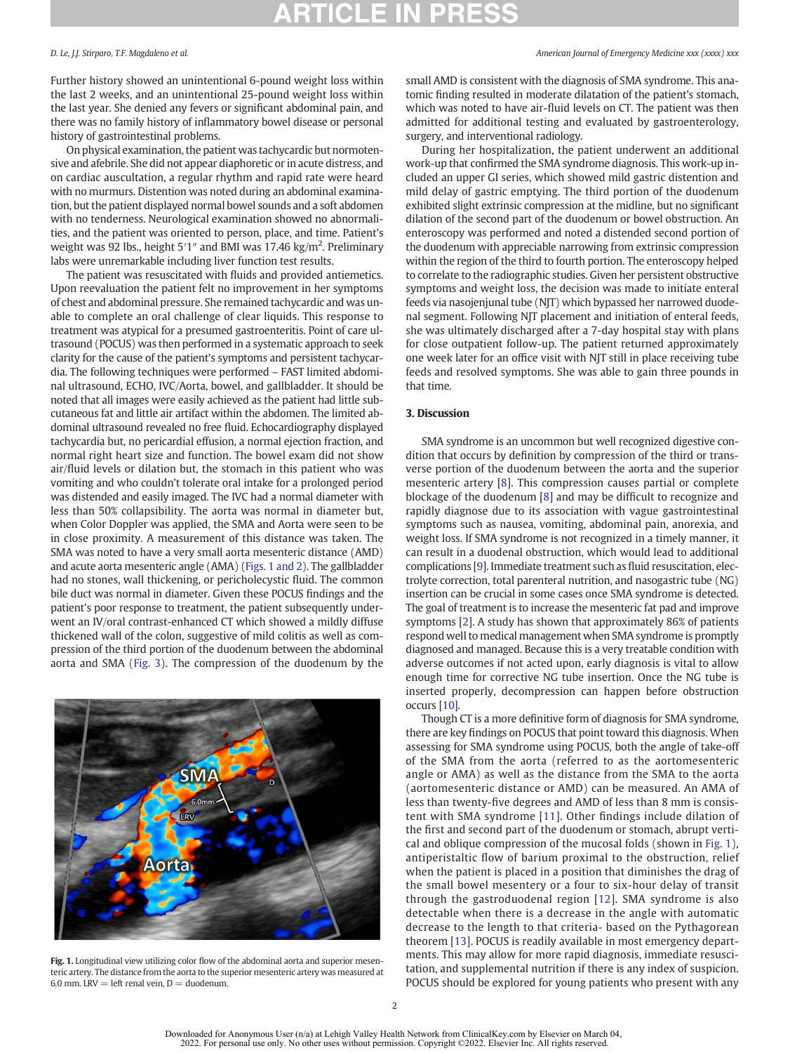Further history showed an unintentional 6-pound weight loss within the last 2 weeks, and an unintentional 25-pound weight loss within the last year. She denied any fevers or significant abdominal pain, and there was no family history of inflammatory bowel disease or personal history of gastrointestinal problems.

On physical examination, the patient was tachycardic but normotensive and afebrile. She did not appear diaphoretic or in acute distress, and on cardiac auscultation, a regular rhythm and rapid rate were heard with no murmurs. Distention was noted during an abdominal examination, but the patient displayed normal bowel sounds and a soft abdomen with no tenderness. Neurological examination showed no abnormalities, and the patient was oriented to person, place, and time. Patient's weight was 92 lbs., height 5′1″ and BMI was 17.46 kg/m$^2$. Preliminary labs were unremarkable including liver function test results.

The patient was resuscitated with fluids and provided antiemetics. Upon reevaluation the patient felt no improvement in her symptoms of chest and abdominal pressure. She remained tachycardic and was unable to complete an oral challenge of clear liquids. This response to treatment was atypical for a presumed gastroenteritis. Point of care ultrasound (POCUS) was then performed in a systematic approach to seek clarity for the cause of the patient's symptoms and persistent tachycardia. The following techniques were performed – FAST limited abdominal ultrasound, ECHO, IVC/Aorta, bowel, and gallbladder. It should be noted that all images were easily achieved as the patient had little subcutaneous fat and little air artifact within the abdomen. The limited abdominal ultrasound revealed no free fluid. Echocardiography displayed tachycardia but, no pericardial effusion, a normal ejection fraction, and normal right heart size and function. The bowel exam did not show air/fluid levels or dilation but, the stomach in this patient who was vomiting and who couldn't tolerate oral intake for a prolonged period was distended and easily imaged. The IVC had a normal diameter with less than 50% collapsibility. The aorta was normal in diameter but, when Color Doppler was applied, the SMA and Aorta were seen to be in close proximity. A measurement of this distance was taken. The SMA was noted to have a very small aorta mesenteric distance (AMD) and acute aorta mesenteric angle (AMA) (Figs. 1 and 2). The gallbladder had no stones, wall thickening, or pericholecystic fluid. The common bile duct was normal in diameter. Given these POCUS findings and the patient's poor response to treatment, the patient subsequently underwent an IV/oral contrast-enhanced CT which showed a mildly diffuse thickened wall of the colon, suggestive of mild colitis as well as compression of the third portion of the duodenum between the abdominal aorta and SMA (Fig. 3). The compression of the duodenum by the small AMD is consistent with the diagnosis of SMA syndrome. This anatomic finding resulted in moderate dilatation of the patient's stomach, which was noted to have air-fluid levels on CT. The patient was then admitted for additional testing and evaluated by gastroenterology, surgery, and interventional radiology.

During her hospitalization, the patient underwent an additional work-up that confirmed the SMA syndrome diagnosis. This work-up included an upper GI series, which showed mild gastric distention and mild delay of gastric emptying. The third portion of the duodenum exhibited slight extrinsic compression at the midline, but no significant dilation of the second part of the duodenum or bowel obstruction. An enteroscopy was performed and noted a distended second portion of the duodenum with appreciable narrowing from extrinsic compression within the region of the third to fourth portion. The enteroscopy helped to correlate to the radiographic studies. Given her persistent obstructive symptoms and weight loss, the decision was made to initiate enteral feeds via nasojenjunal tube (NJT) which bypassed her narrowed duodenal segment. Following NJT placement and initiation of enteral feeds, she was ultimately discharged after a 7-day hospital stay with plans for close outpatient follow-up. The patient returned approximately one week later for an office visit with NJT still in place receiving tube feeds and resolved symptoms. She was able to gain three pounds in that time.

Fig. 1. Longitudinal view utilizing color flow of the abdominal aorta and superior mesenteric artery. The distance from the aorta to the superior mesenteric artery was measured at 6.0 mm. LRV = left renal vein, D = duodenum.

## 3. Discussion

SMA syndrome is an uncommon but well recognized digestive condition that occurs by definition by compression of the third or transverse portion of the duodenum between the aorta and the superior mesenteric artery [8]. This compression causes partial or complete blockage of the duodenum [8] and may be difficult to recognize and rapidly diagnose due to its association with vague gastrointestinal symptoms such as nausea, vomiting, abdominal pain, anorexia, and weight loss. If SMA syndrome is not recognized in a timely manner, it can result in a duodenal obstruction, which would lead to additional complications [9]. Immediate treatment such as fluid resuscitation, electrolyte correction, total parenteral nutrition, and nasogastric tube (NG) insertion can be crucial in some cases once SMA syndrome is detected. The goal of treatment is to increase the mesenteric fat pad and improve symptoms [2]. A study has shown that approximately 86% of patients respond well to medical management when SMA syndrome is promptly diagnosed and managed. Because this is a very treatable condition with adverse outcomes if not acted upon, early diagnosis is vital to allow enough time for corrective NG tube insertion. Once the NG tube is inserted properly, decompression can happen before obstruction occurs [10].

Though CT is a more definitive form of diagnosis for SMA syndrome, there are key findings on POCUS that point toward this diagnosis. When assessing for SMA syndrome using POCUS, both the angle of take-off of the SMA from the aorta (referred to as the aortomesenteric angle or AMA) as well as the distance from the SMA to the aorta (aortomesenteric distance or AMD) can be measured. An AMA of less than twenty-five degrees and AMD of less than 8 mm is consistent with SMA syndrome [11]. Other findings include dilation of the first and second part of the duodenum or stomach, abrupt vertical and oblique compression of the mucosal folds (shown in Fig. 1), antiperistaltic flow of barium proximal to the obstruction, relief when the patient is placed in a position that diminishes the drag of the small bowel mesentery or a four to six-hour delay of transit through the gastroduodenal region [12]. SMA syndrome is also detectable when there is a decrease in the angle with automatic decrease to the length to that criteria- based on the Pythagorean theorem [13]. POCUS is readily available in most emergency departments. This may allow for more rapid diagnosis, immediate resuscitation, and supplemental nutrition if there is any index of suspicion. POCUS should be explored for young patients who present with any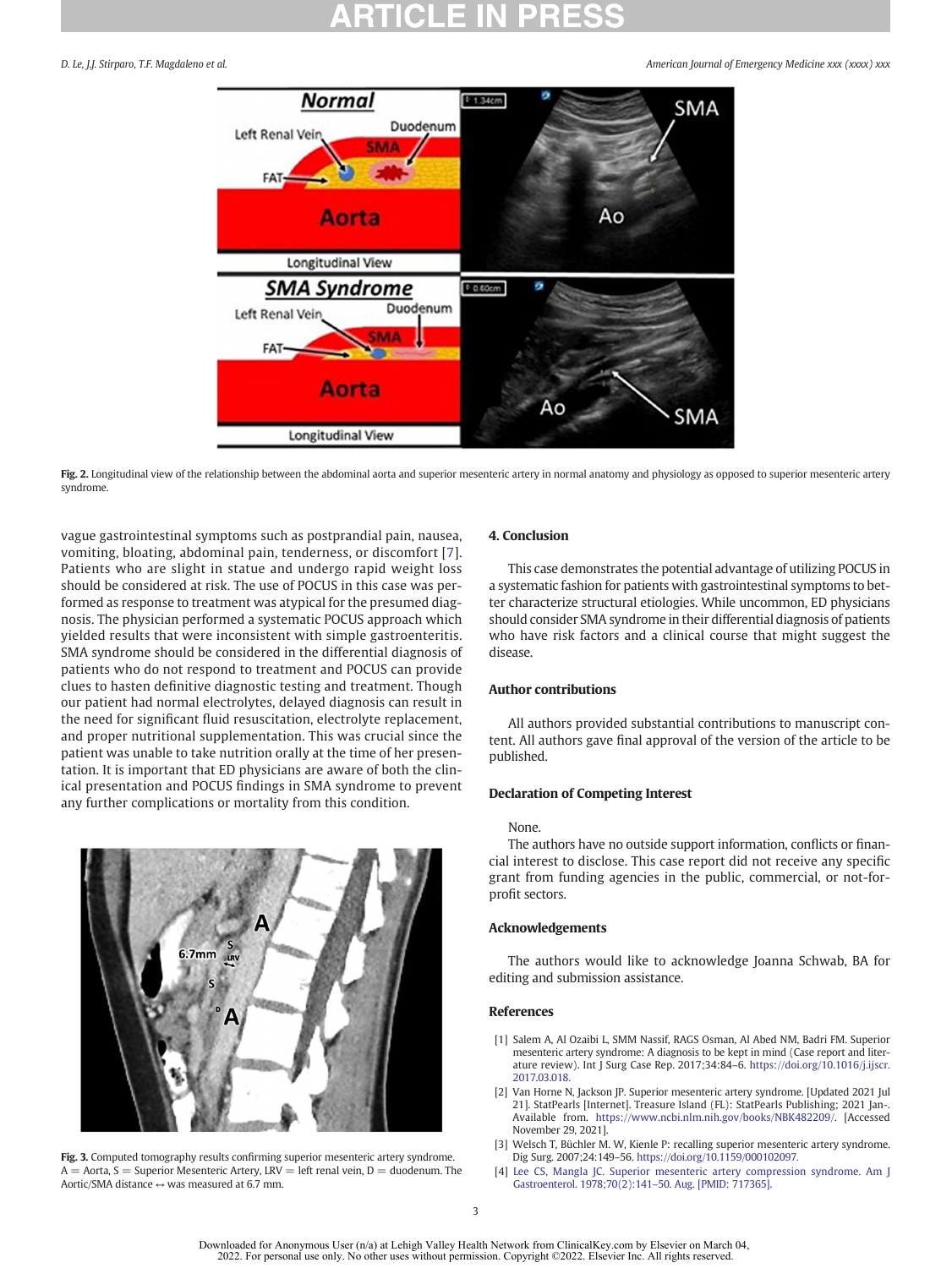Fig. 2. Longitudinal view of the relationship between the abdominal aorta and superior mesenteric artery in normal anatomy and physiology as opposed to superior mesenteric artery syndrome.

vague gastrointestinal symptoms such as postprandial pain, nausea, vomiting, bloating, abdominal pain, tenderness, or discomfort [7]. Patients who are slight in statue and undergo rapid weight loss should be considered at risk. The use of POCUS in this case was performed as response to treatment was atypical for the presumed diagnosis. The physician performed a systematic POCUS approach which yielded results that were inconsistent with simple gastroenteritis. SMA syndrome should be considered in the differential diagnosis of patients who do not respond to treatment and POCUS can provide clues to hasten definitive diagnostic testing and treatment. Though our patient had normal electrolytes, delayed diagnosis can result in the need for significant fluid resuscitation, electrolyte replacement, and proper nutritional supplementation. This was crucial since the patient was unable to take nutrition orally at the time of her presentation. It is important that ED physicians are aware of both the clinical presentation and POCUS findings in SMA syndrome to prevent any further complications or mortality from this condition.

Fig. 3. Computed tomography results confirming superior mesenteric artery syndrome. A = Aorta, S = Superior Mesenteric Artery, LRV = left renal vein, D = duodenum. The Aortic/SMA distance ↔ was measured at 6.7 mm.

## 4. Conclusion

This case demonstrates the potential advantage of utilizing POCUS in a systematic fashion for patients with gastrointestinal symptoms to better characterize structural etiologies. While uncommon, ED physicians should consider SMA syndrome in their differential diagnosis of patients who have risk factors and a clinical course that might suggest the disease.

## Author contributions

All authors provided substantial contributions to manuscript content. All authors gave final approval of the version of the article to be published.

## Declaration of Competing Interest

None.

The authors have no outside support information, conflicts or financial interest to disclose. This case report did not receive any specific grant from funding agencies in the public, commercial, or not-for-profit sectors.

## Acknowledgements

The authors would like to acknowledge Joanna Schwab, BA for editing and submission assistance.

## References

[1] Salem A, Al Ozaibi L, SMM Nassif, RAGS Osman, Al Abed NM, Badri FM. Superior mesenteric artery syndrome: A diagnosis to be kept in mind (Case report and literature review). Int J Surg Case Rep. 2017;34:84–6. https://doi.org/10.1016/j.ijscr.2017.03.018.

[2] Van Horne N, Jackson JP. Superior mesenteric artery syndrome. [Updated 2021 Jul 21]. StatPearls [Internet]. Treasure Island (FL): StatPearls Publishing; 2021 Jan-. Available from. https://www.ncbi.nlm.nih.gov/books/NBK482209/. [Accessed November 29, 2021].

[3] Welsch T, Büchler M. W, Kienle P: recalling superior mesenteric artery syndrome. Dig Surg. 2007;24:149–56. https://doi.org/10.1159/000102097.

[4] Lee CS, Mangla JC. Superior mesenteric artery compression syndrome. Am J Gastroenterol. 1978;70(2):141–50. Aug. [PMID: 717365].

Downloaded for Anonymous User (n/a) at Lehigh Valley Health Network from ClinicalKey.com by Elsevier on March 04, 2022. For personal use only. No other uses without permission. Copyright ©2022. Elsevier Inc. All rights reserved.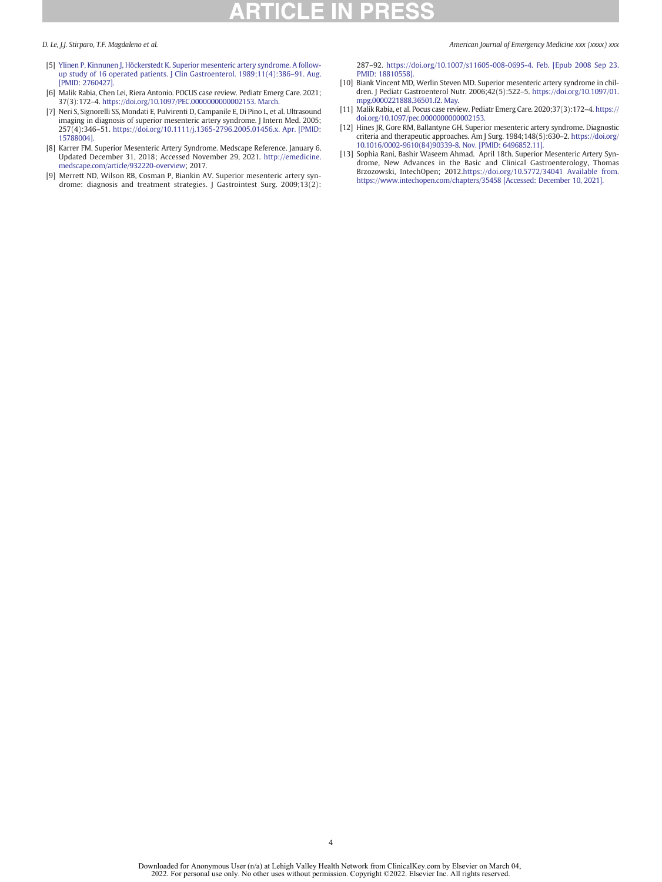[5] Ylinen P, Kinnunen J, Höckerstedt K. Superior mesenteric artery syndrome. A follow-up study of 16 operated patients. J Clin Gastroenterol. 1989;11(4):386–91. Aug. [PMID: 2760427].

[6] Malik Rabia, Chen Lei, Riera Antonio. POCUS case review. Pediatr Emerg Care. 2021; 37(3):172–4. https://doi.org/10.1097/PEC.0000000000002153. March.

[7] Neri S, Signorelli SS, Mondati E, Pulvirenti D, Campanile E, Di Pino L, et al. Ultrasound imaging in diagnosis of superior mesenteric artery syndrome. J Intern Med. 2005; 257(4):346–51. https://doi.org/10.1111/j.1365-2796.2005.01456.x. Apr. [PMID: 15788004].

[8] Karrer FM. Superior Mesenteric Artery Syndrome. Medscape Reference. January 6. Updated December 31, 2018; Accessed November 29, 2021. http://emedicine.medscape.com/article/932220-overview; 2017.

[9] Merrett ND, Wilson RB, Cosman P, Biankin AV. Superior mesenteric artery syndrome: diagnosis and treatment strategies. J Gastrointest Surg. 2009;13(2):287–92. https://doi.org/10.1007/s11605-008-0695-4. Feb. [Epub 2008 Sep 23. PMID: 18810558].

[10] Biank Vincent MD, Werlin Steven MD. Superior mesenteric artery syndrome in children. J Pediatr Gastroenterol Nutr. 2006;42(5):522–5. https://doi.org/10.1097/01.mpg.0000221888.36501.f2. May.

[11] Malik Rabia, et al. Pocus case review. Pediatr Emerg Care. 2020;37(3):172–4. https://doi.org/10.1097/pec.0000000000002153.

[12] Hines JR, Gore RM, Ballantyne GH. Superior mesenteric artery syndrome. Diagnostic criteria and therapeutic approaches. Am J Surg. 1984;148(5):630–2. https://doi.org/10.1016/0002-9610(84)90339-8. Nov. [PMID: 6496852.11].

[13] Sophia Rani, Bashir Waseem Ahmad. April 18th. Superior Mesenteric Artery Syndrome, New Advances in the Basic and Clinical Gastroenterology, Thomas Brzozowski, IntechOpen; 2012.https://doi.org/10.5772/34041 Available from. https://www.intechopen.com/chapters/35458 [Accessed: December 10, 2021].